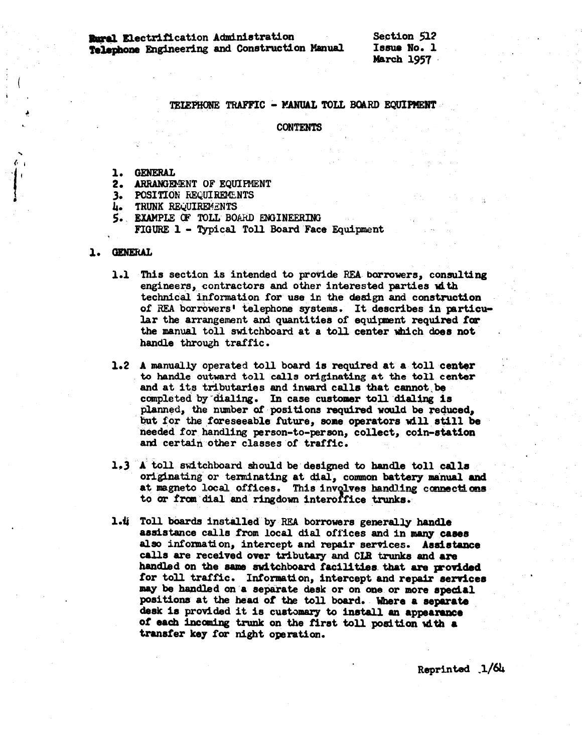Rural Electrification Administration
Telephone Engineering and Construction Manual

Section 512
Issue No. 1
March 1957

# TELEPHONE TRAFFIC - MANUAL TOLL BOARD EQUIPMENT

## CONTENTS

1. GENERAL
2. ARRANGEMENT OF EQUIPMENT
3. POSITION REQUIREMENTS
4. TRUNK REQUIREMENTS
5. EXAMPLE OF TOLL BOARD ENGINEERING
   FIGURE 1 - Typical Toll Board Face Equipment

## 1. GENERAL

1.1 This section is intended to provide REA borrowers, consulting engineers, contractors and other interested parties with technical information for use in the design and construction of REA borrowers' telephone systems. It describes in particular the arrangement and quantities of equipment required for the manual toll switchboard at a toll center which does not handle through traffic.

1.2 A manually operated toll board is required at a toll center to handle outward toll calls originating at the toll center and at its tributaries and inward calls that cannot be completed by dialing. In case customer toll dialing is planned, the number of positions required would be reduced, but for the foreseeable future, some operators will still be needed for handling person-to-person, collect, coin-station and certain other classes of traffic.

1.3 A toll switchboard should be designed to handle toll calls originating or terminating at dial, common battery manual and at magneto local offices. This involves handling connections to or from dial and ringdown interoffice trunks.

1.4 Toll boards installed by REA borrowers generally handle assistance calls from local dial offices and in many cases also information, intercept and repair services. Assistance calls are received over tributary and CLR trunks and are handled on the same switchboard facilities that are provided for toll traffic. Information, intercept and repair services may be handled on a separate desk or on one or more special positions at the head of the toll board. Where a separate desk is provided it is customary to install an appearance of each incoming trunk on the first toll position with a transfer key for night operation.

Reprinted 1/64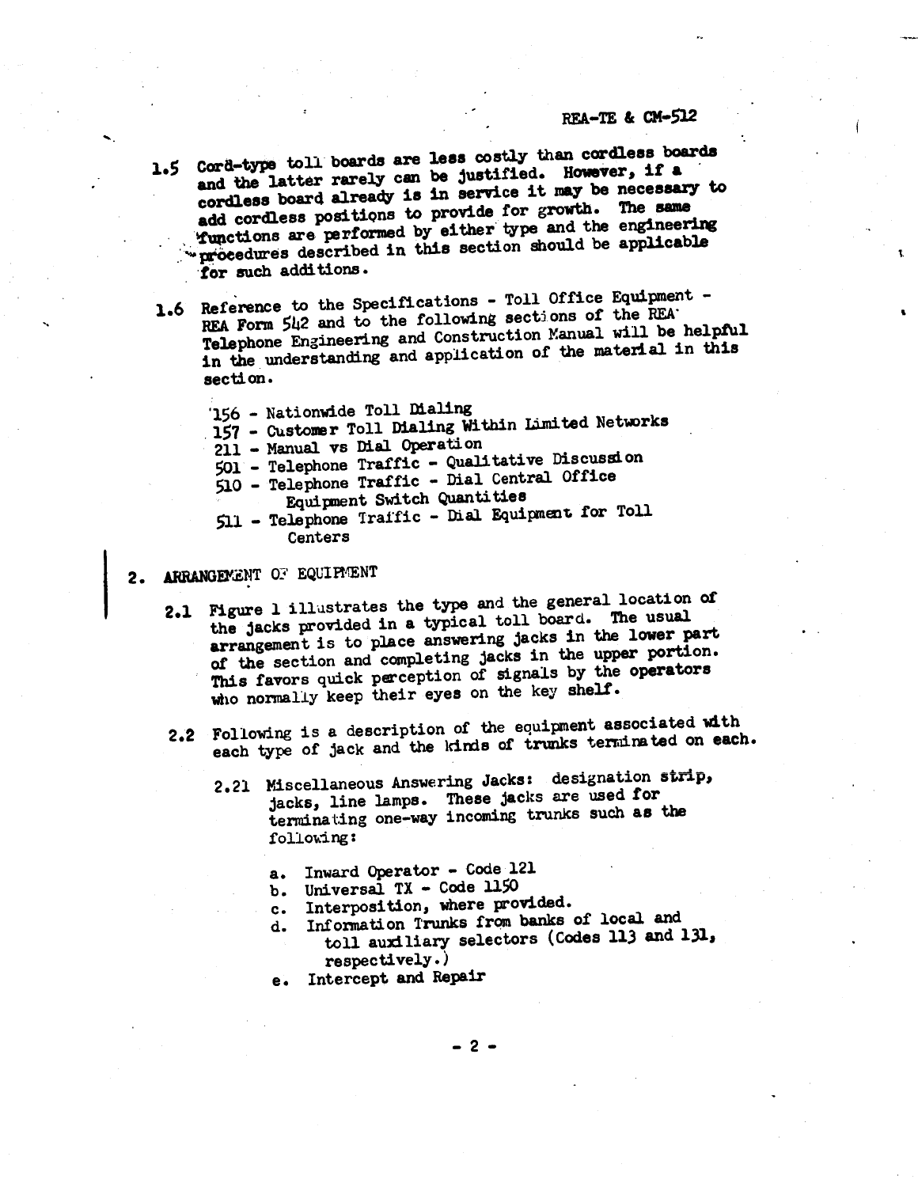1.5 Cord-type toll boards are less costly than cordless boards and the latter rarely can be justified. However, if a cordless board already is in service it may be necessary to add cordless positions to provide for growth. The same functions are performed by either type and the engineering procedures described in this section should be applicable for such additions.

1.6 Reference to the Specifications - Toll Office Equipment - REA Form 542 and to the following sections of the REA Telephone Engineering and Construction Manual will be helpful in the understanding and application of the material in this section.

- 156 - Nationwide Toll Dialing
- 157 - Customer Toll Dialing Within Limited Networks
- 211 - Manual vs Dial Operation
- 501 - Telephone Traffic - Qualitative Discussion
- 510 - Telephone Traffic - Dial Central Office Equipment Switch Quantities
- 511 - Telephone Traffic - Dial Equipment for Toll Centers

## 2. ARRANGEMENT OF EQUIPMENT

2.1 Figure 1 illustrates the type and the general location of the jacks provided in a typical toll board. The usual arrangement is to place answering jacks in the lower part of the section and completing jacks in the upper portion. This favors quick perception of signals by the operators who normally keep their eyes on the key shelf.

2.2 Following is a description of the equipment associated with each type of jack and the kinds of trunks terminated on each.

2.21 Miscellaneous Answering Jacks: designation strip, jacks, line lamps. These jacks are used for terminating one-way incoming trunks such as the following:

a. Inward Operator - Code 121
b. Universal TX - Code 1150
c. Interposition, where provided.
d. Information Trunks from banks of local and toll auxiliary selectors (Codes 113 and 131, respectively.)
e. Intercept and Repair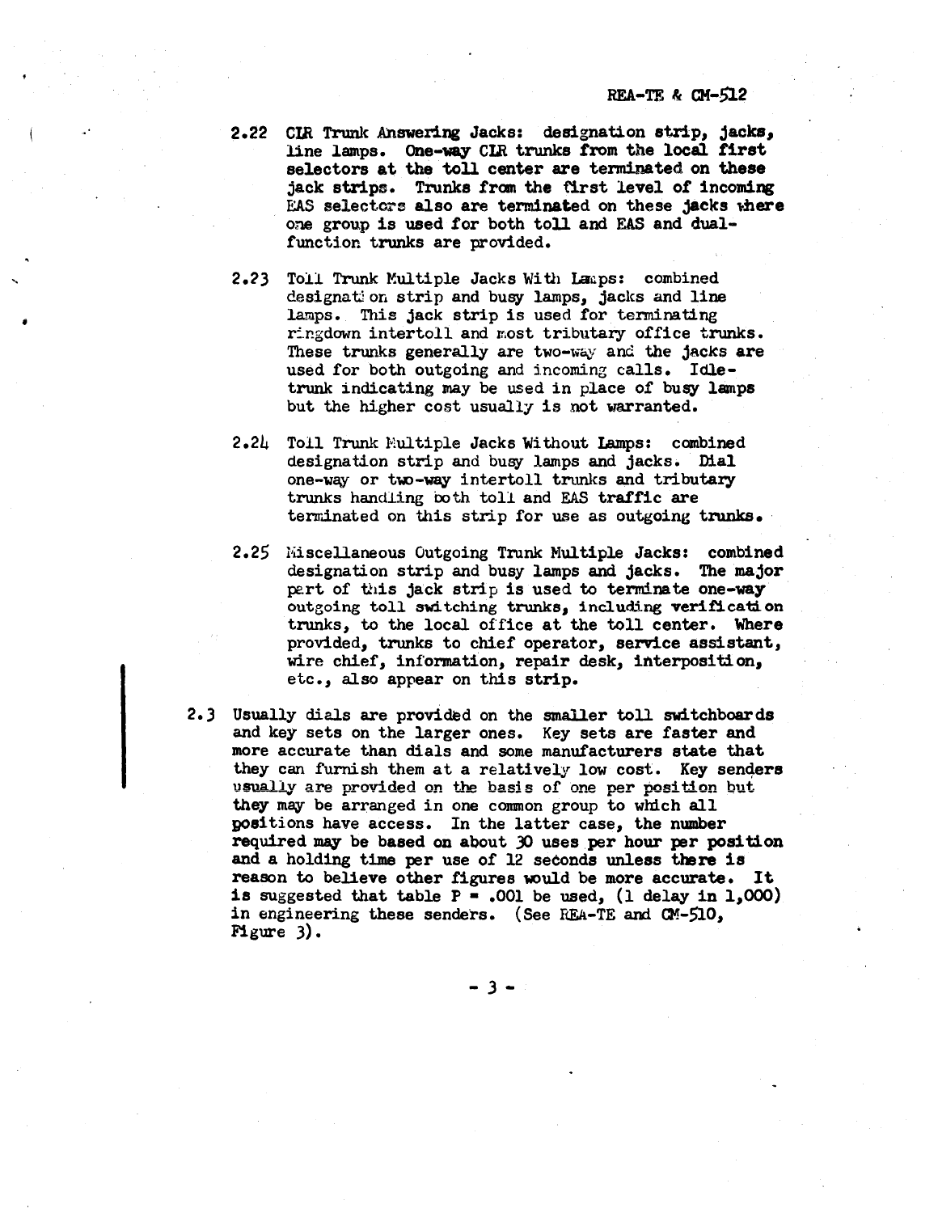2.22 CLR Trunk Answering Jacks: designation strip, jacks, line lamps. One-way CLR trunks from the local first selectors at the toll center are terminated on these jack strips. Trunks from the first level of incoming EAS selectors also are terminated on these jacks where one group is used for both toll and EAS and dual-function trunks are provided.

2.23 Toll Trunk Multiple Jacks With Lamps: combined designation strip and busy lamps, jacks and line lamps. This jack strip is used for terminating ringdown intertoll and most tributary office trunks. These trunks generally are two-way and the jacks are used for both outgoing and incoming calls. Idle-trunk indicating may be used in place of busy lamps but the higher cost usually is not warranted.

2.24 Toll Trunk Multiple Jacks Without Lamps: combined designation strip and busy lamps and jacks. Dial one-way or two-way intertoll trunks and tributary trunks handling both toll and EAS traffic are terminated on this strip for use as outgoing trunks.

2.25 Miscellaneous Outgoing Trunk Multiple Jacks: combined designation strip and busy lamps and jacks. The major part of this jack strip is used to terminate one-way outgoing toll switching trunks, including verification trunks, to the local office at the toll center. Where provided, trunks to chief operator, service assistant, wire chief, information, repair desk, interposition, etc., also appear on this strip.

2.3 Usually dials are provided on the smaller toll switchboards and key sets on the larger ones. Key sets are faster and more accurate than dials and some manufacturers state that they can furnish them at a relatively low cost. Key senders usually are provided on the basis of one per position but they may be arranged in one common group to which all positions have access. In the latter case, the number required may be based on about 30 uses per hour per position and a holding time per use of 12 seconds unless there is reason to believe other figures would be more accurate. It is suggested that table P = .001 be used, (1 delay in 1,000) in engineering these senders. (See REA-TE and CM-510, Figure 3).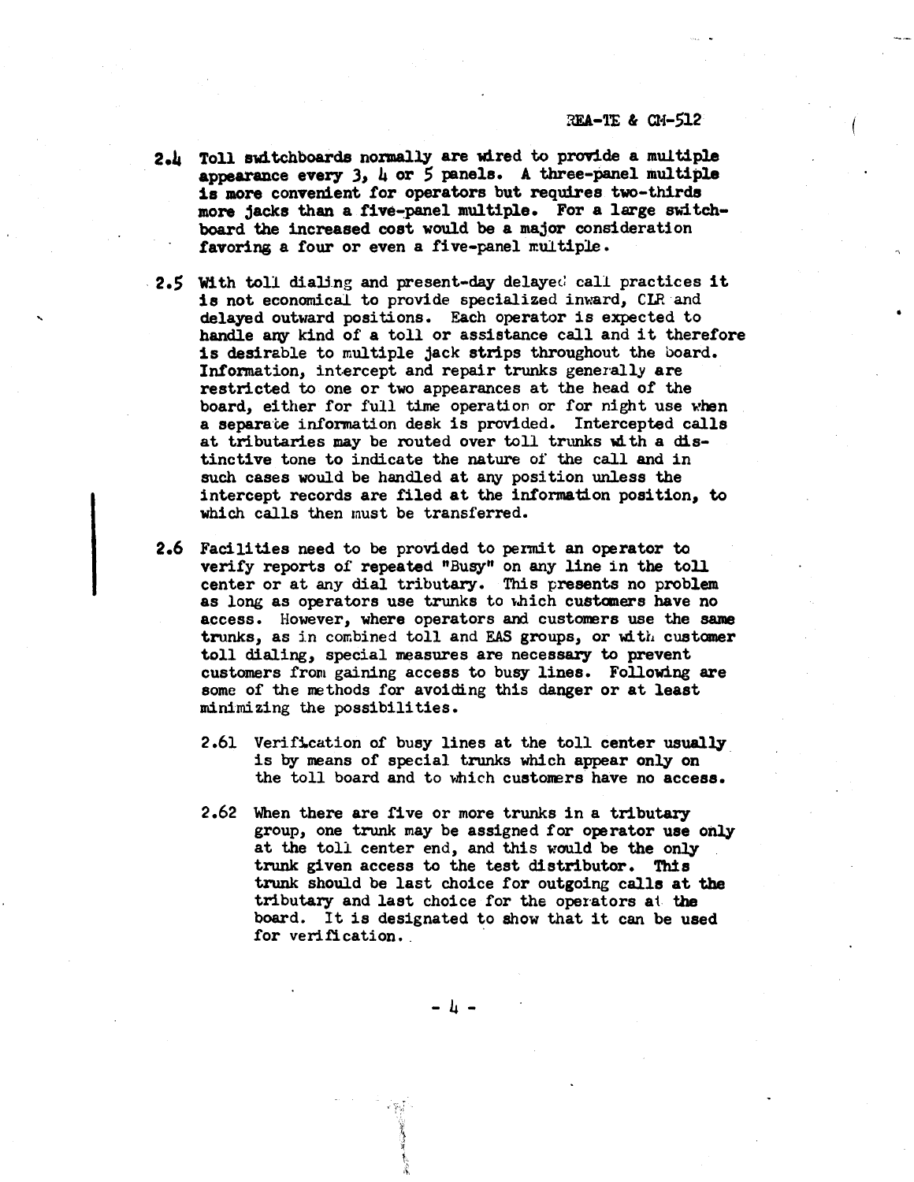2.4 Toll switchboards normally are wired to provide a multiple appearance every 3, 4 or 5 panels. A three-panel multiple is more convenient for operators but requires two-thirds more jacks than a five-panel multiple. For a large switchboard the increased cost would be a major consideration favoring a four or even a five-panel multiple.

2.5 With toll dialing and present-day delayed call practices it is not economical to provide specialized inward, CLR and delayed outward positions. Each operator is expected to handle any kind of a toll or assistance call and it therefore is desirable to multiple jack strips throughout the board. Information, intercept and repair trunks generally are restricted to one or two appearances at the head of the board, either for full time operation or for night use when a separate information desk is provided. Intercepted calls at tributaries may be routed over toll trunks with a distinctive tone to indicate the nature of the call and in such cases would be handled at any position unless the intercept records are filed at the information position, to which calls then must be transferred.

2.6 Facilities need to be provided to permit an operator to verify reports of repeated "Busy" on any line in the toll center or at any dial tributary. This presents no problem as long as operators use trunks to which customers have no access. However, where operators and customers use the same trunks, as in combined toll and EAS groups, or with customer toll dialing, special measures are necessary to prevent customers from gaining access to busy lines. Following are some of the methods for avoiding this danger or at least minimizing the possibilities.

2.61 Verification of busy lines at the toll center usually is by means of special trunks which appear only on the toll board and to which customers have no access.

2.62 When there are five or more trunks in a tributary group, one trunk may be assigned for operator use only at the toll center end, and this would be the only trunk given access to the test distributor. This trunk should be last choice for outgoing calls at the tributary and last choice for the operators at the board. It is designated to show that it can be used for verification.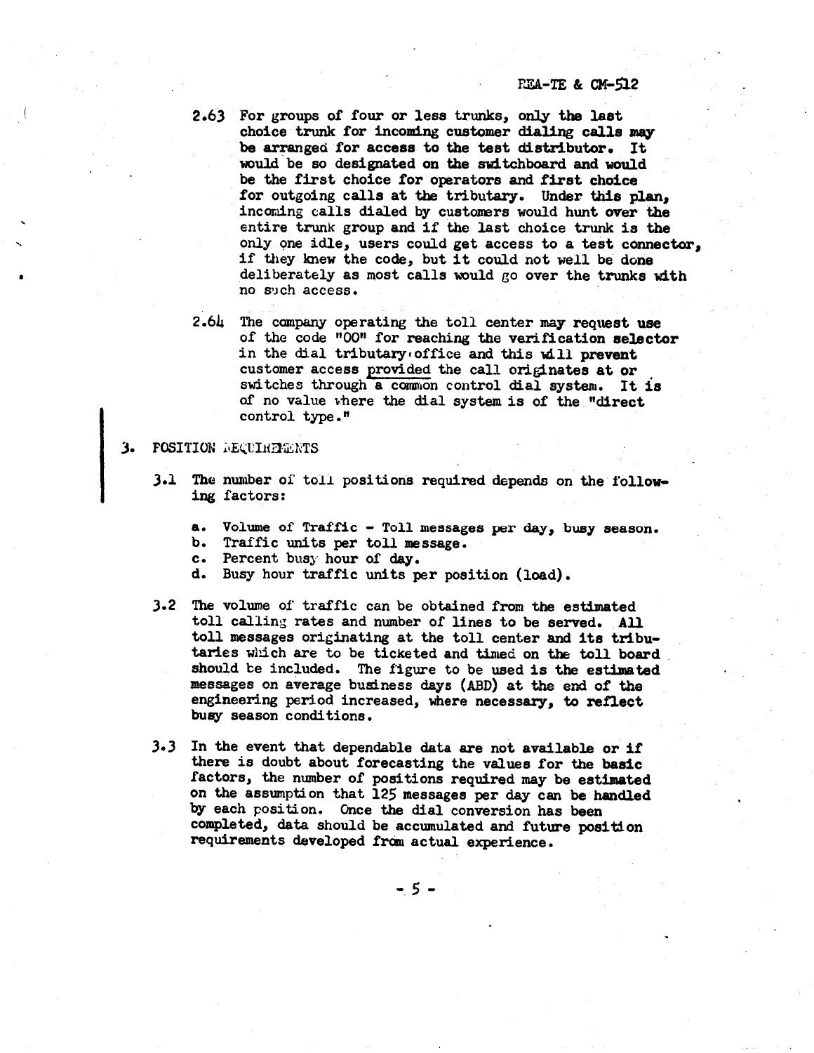2.63 For groups of four or less trunks, only the last choice trunk for incoming customer dialing calls may be arranged for access to the test distributor. It would be so designated on the switchboard and would be the first choice for operators and first choice for outgoing calls at the tributary. Under this plan, incoming calls dialed by customers would hunt over the entire trunk group and if the last choice trunk is the only one idle, users could get access to a test connector, if they knew the code, but it could not well be done deliberately as most calls would go over the trunks with no such access.

2.64 The company operating the toll center may request use of the code "00" for reaching the verification selector in the dial tributary office and this will prevent customer access provided the call originates at or switches through a common control dial system. It is of no value where the dial system is of the "direct control type."

## 3. POSITION REQUIREMENTS

3.1 The number of toll positions required depends on the following factors:

a. Volume of Traffic - Toll messages per day, busy season.
b. Traffic units per toll message.
c. Percent busy hour of day.
d. Busy hour traffic units per position (load).

3.2 The volume of traffic can be obtained from the estimated toll calling rates and number of lines to be served. All toll messages originating at the toll center and its tributaries which are to be ticketed and timed on the toll board should be included. The figure to be used is the estimated messages on average business days (ABD) at the end of the engineering period increased, where necessary, to reflect busy season conditions.

3.3 In the event that dependable data are not available or if there is doubt about forecasting the values for the basic factors, the number of positions required may be estimated on the assumption that 125 messages per day can be handled by each position. Once the dial conversion has been completed, data should be accumulated and future position requirements developed from actual experience.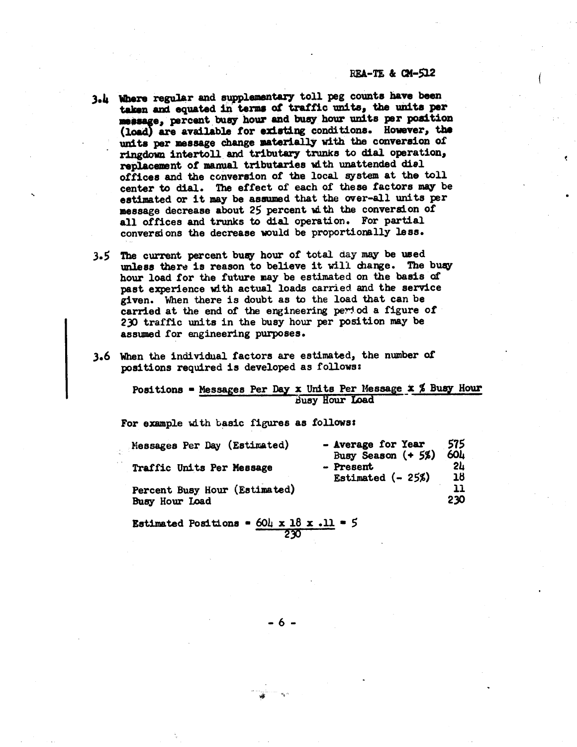3.4 Where regular and supplementary toll peg counts have been taken and equated in terms of traffic units, the units per message, percent busy hour and busy hour units per position (load) are available for existing conditions. However, the units per message change materially with the conversion of ringdown intertoll and tributary trunks to dial operation, replacement of manual tributaries with unattended dial offices and the conversion of the local system at the toll center to dial. The effect of each of these factors may be estimated or it may be assumed that the over-all units per message decrease about 25 percent with the conversion of all offices and trunks to dial operation. For partial conversions the decrease would be proportionally less.

3.5 The current percent busy hour of total day may be used unless there is reason to believe it will change. The busy hour load for the future may be estimated on the basis of past experience with actual loads carried and the service given. When there is doubt as to the load that can be carried at the end of the engineering period a figure of 230 traffic units in the busy hour per position may be assumed for engineering purposes.

3.6 When the individual factors are estimated, the number of positions required is developed as follows:

$$\text{Positions} = \frac{\text{Messages Per Day} \times \text{Units Per Message} \times \%\ \text{Busy Hour}}{\text{Busy Hour Load}}$$

For example with basic figures as follows:

| | | |
|---|---|---|
| Messages Per Day (Estimated) | - Average for Year | 575 |
| | Busy Season (+ 5%) | 604 |
| Traffic Units Per Message | - Present | 24 |
| | Estimated (- 25%) | 18 |
| Percent Busy Hour (Estimated) | | 11 |
| Busy Hour Load | | 230 |

$$\text{Estimated Positions} = \frac{604 \times 18 \times .11}{230} = 5$$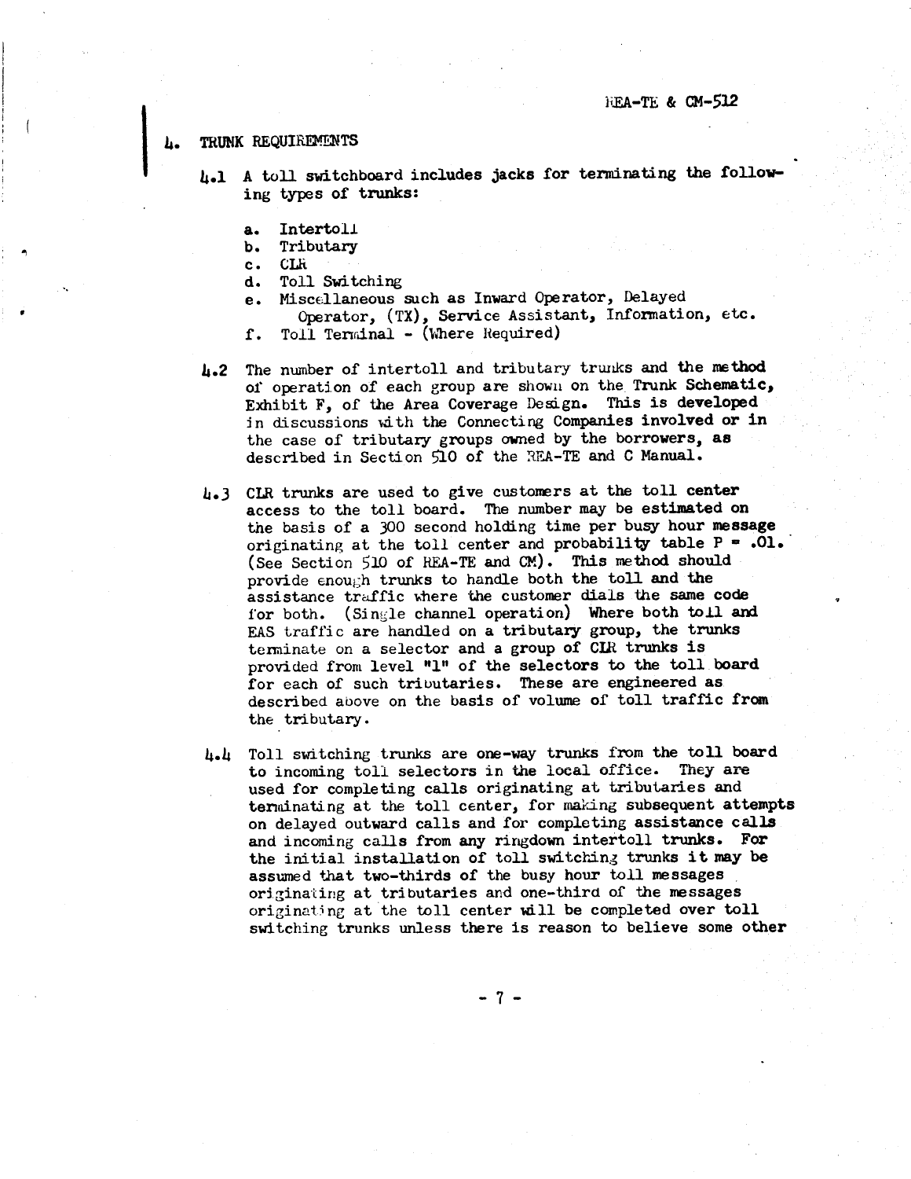## 4. TRUNK REQUIREMENTS

4.1 A toll switchboard includes jacks for terminating the following types of trunks:

a. Intertoll
b. Tributary
c. CLR
d. Toll Switching
e. Miscellaneous such as Inward Operator, Delayed Operator, (TX), Service Assistant, Information, etc.
f. Toll Terminal - (Where Required)

4.2 The number of intertoll and tributary trunks and the method of operation of each group are shown on the Trunk Schematic, Exhibit F, of the Area Coverage Design. This is developed in discussions with the Connecting Companies involved or in the case of tributary groups owned by the borrowers, as described in Section 510 of the REA-TE and C Manual.

4.3 CLR trunks are used to give customers at the toll center access to the toll board. The number may be estimated on the basis of a 300 second holding time per busy hour message originating at the toll center and probability table P = .01. (See Section 510 of REA-TE and CM). This method should provide enough trunks to handle both the toll and the assistance traffic where the customer dials the same code for both. (Single channel operation) Where both toll and EAS traffic are handled on a tributary group, the trunks terminate on a selector and a group of CLR trunks is provided from level "1" of the selectors to the toll board for each of such tributaries. These are engineered as described above on the basis of volume of toll traffic from the tributary.

4.4 Toll switching trunks are one-way trunks from the toll board to incoming toll selectors in the local office. They are used for completing calls originating at tributaries and terminating at the toll center, for making subsequent attempts on delayed outward calls and for completing assistance calls and incoming calls from any ringdown intertoll trunks. For the initial installation of toll switching trunks it may be assumed that two-thirds of the busy hour toll messages originating at tributaries and one-third of the messages originating at the toll center will be completed over toll switching trunks unless there is reason to believe some other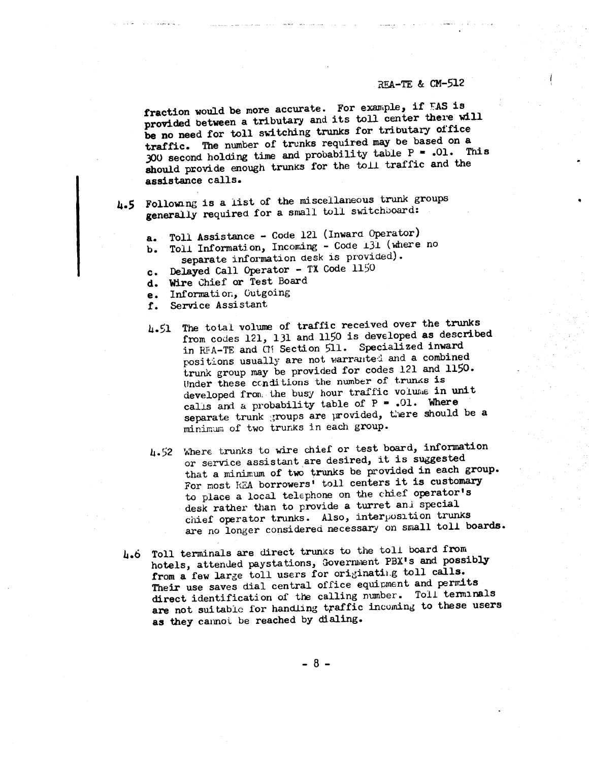fraction would be more accurate. For example, if EAS is provided between a tributary and its toll center there will be no need for toll switching trunks for tributary office traffic. The number of trunks required may be based on a 300 second holding time and probability table P = .01. This should provide enough trunks for the toll traffic and the assistance calls.

4.5 Following is a list of the miscellaneous trunk groups generally required for a small toll switchboard:

a. Toll Assistance - Code 121 (Inward Operator)
b. Toll Information, Incoming - Code 131 (where no separate information desk is provided).
c. Delayed Call Operator - TX Code 1150
d. Wire Chief or Test Board
e. Information, Outgoing
f. Service Assistant

4.51 The total volume of traffic received over the trunks from codes 121, 131 and 1150 is developed as described in REA-TE and CM Section 511. Specialized inward positions usually are not warranted and a combined trunk group may be provided for codes 121 and 1150. Under these conditions the number of trunks is developed from the busy hour traffic volume in unit calls and a probability table of P = .01. Where separate trunk groups are provided, there should be a minimum of two trunks in each group.

4.52 Where trunks to wire chief or test board, information or service assistant are desired, it is suggested that a minimum of two trunks be provided in each group. For most REA borrowers' toll centers it is customary to place a local telephone on the chief operator's desk rather than to provide a turret and special chief operator trunks. Also, interposition trunks are no longer considered necessary on small toll boards.

4.6 Toll terminals are direct trunks to the toll board from hotels, attended paystations, Government PBX's and possibly from a few large toll users for originating toll calls. Their use saves dial central office equipment and permits direct identification of the calling number. Toll terminals are not suitable for handling traffic incoming to these users as they cannot be reached by dialing.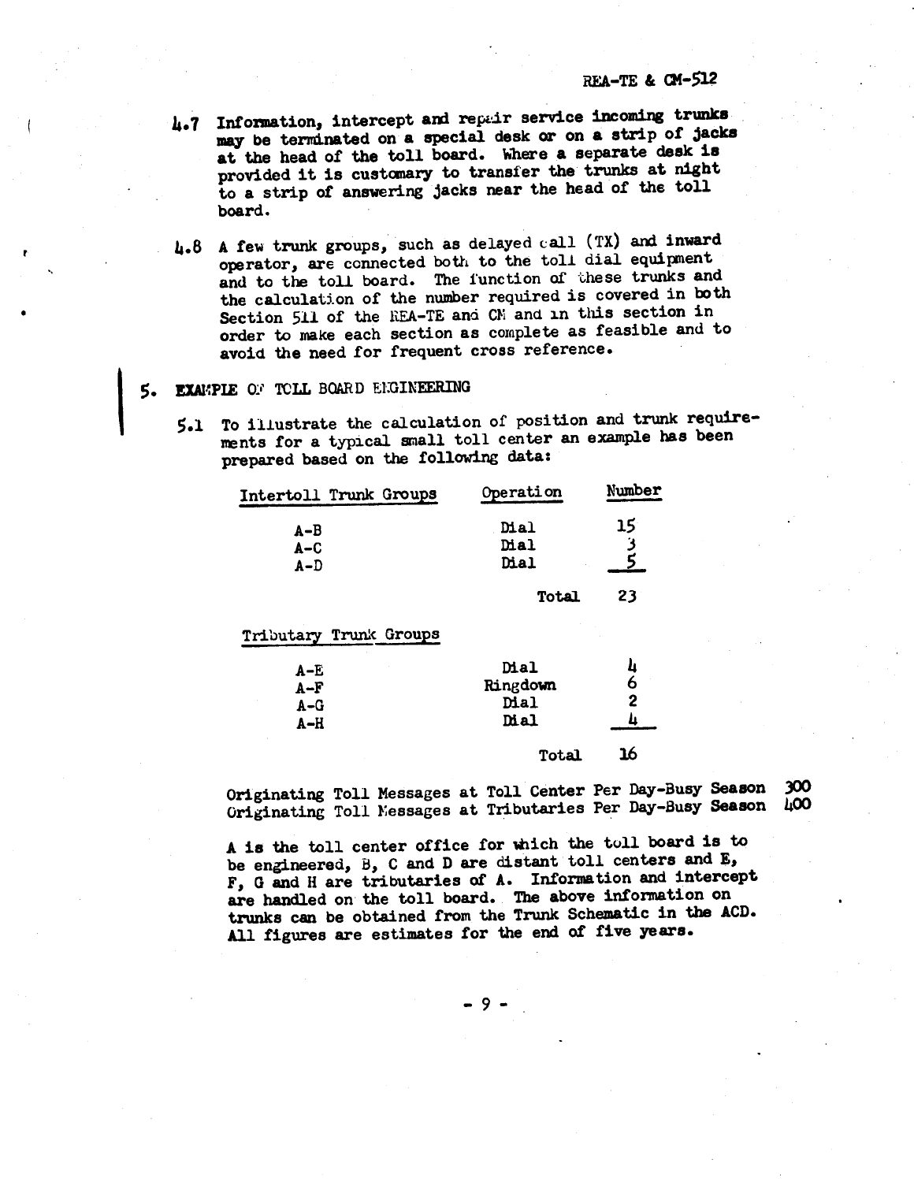4.7 Information, intercept and repair service incoming trunks may be terminated on a special desk or on a strip of jacks at the head of the toll board. Where a separate desk is provided it is customary to transfer the trunks at night to a strip of answering jacks near the head of the toll board.

4.8 A few trunk groups, such as delayed call (TX) and inward operator, are connected both to the toll dial equipment and to the toll board. The function of these trunks and the calculation of the number required is covered in both Section 511 of the REA-TE and CM and in this section in order to make each section as complete as feasible and to avoid the need for frequent cross reference.

## 5. EXAMPLE OF TOLL BOARD ENGINEERING

5.1 To illustrate the calculation of position and trunk requirements for a typical small toll center an example has been prepared based on the following data:

| Intertoll Trunk Groups | Operation | Number |
|---|---|---|
| A-B | Dial | 15 |
| A-C | Dial | 3 |
| A-D | Dial | 5 |
| | Total | 23 |
| **Tributary Trunk Groups** | | |
| A-E | Dial | 4 |
| A-F | Ringdown | 6 |
| A-G | Dial | 2 |
| A-H | Dial | 4 |
| | Total | 16 |

Originating Toll Messages at Toll Center Per Day-Busy Season 300
Originating Toll Messages at Tributaries Per Day-Busy Season 400

A is the toll center office for which the toll board is to be engineered, B, C and D are distant toll centers and E, F, G and H are tributaries of A. Information and intercept are handled on the toll board. The above information on trunks can be obtained from the Trunk Schematic in the ACD. All figures are estimates for the end of five years.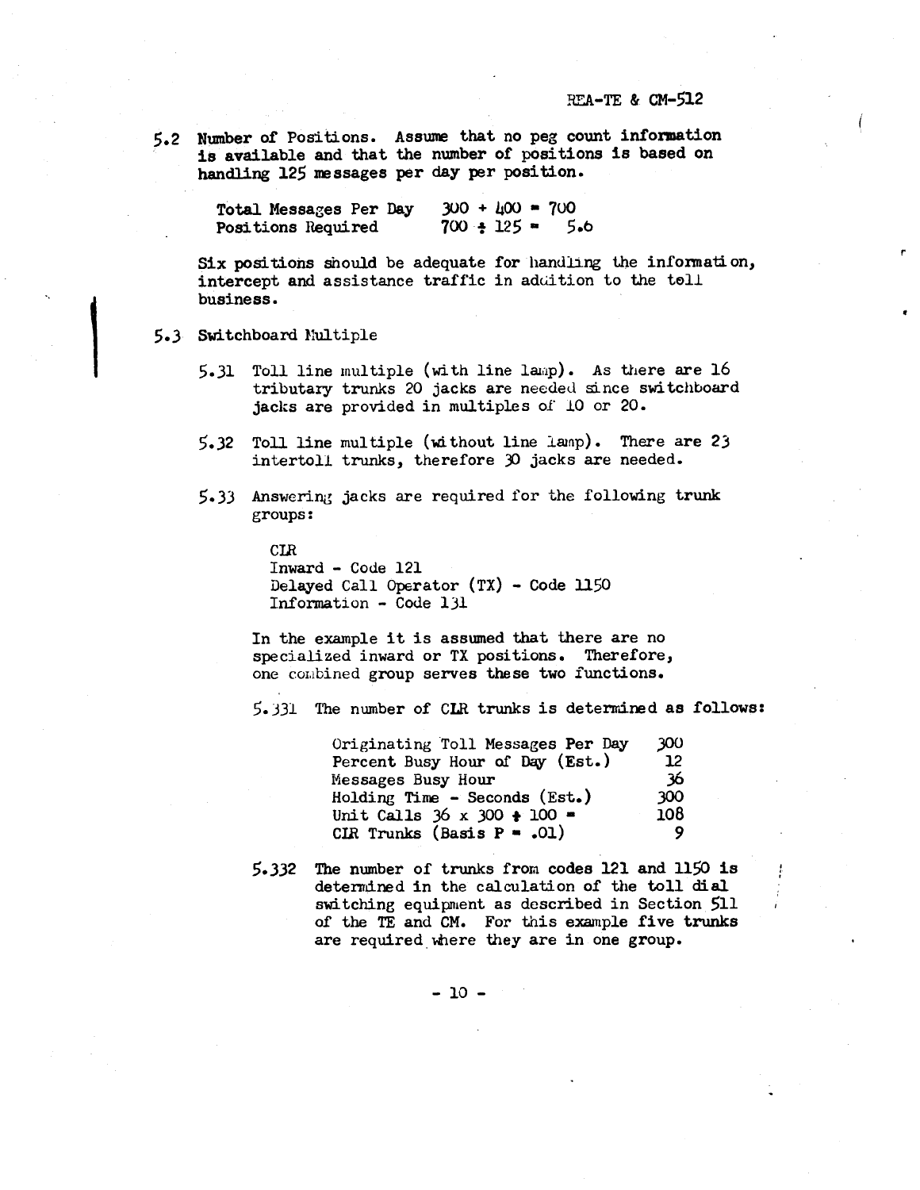5.2 **Number of Positions.** Assume that no peg count information is available and that the number of positions is based on handling 125 messages per day per position.

| | |
|---|---|
| Total Messages Per Day | 300 + 400 = 700 |
| Positions Required | 700 ÷ 125 = 5.6 |

Six positions should be adequate for handling the information, intercept and assistance traffic in addition to the toll business.

5.3 Switchboard Multiple

5.31 Toll line multiple (with line lamp). As there are 16 tributary trunks 20 jacks are needed since switchboard jacks are provided in multiples of 10 or 20.

5.32 Toll line multiple (without line lamp). There are 23 intertoll trunks, therefore 30 jacks are needed.

5.33 Answering jacks are required for the following trunk groups:

CLR
Inward - Code 121
Delayed Call Operator (TX) - Code 1150
Information - Code 131

In the example it is assumed that there are no specialized inward or TX positions. Therefore, one combined group serves these two functions.

5.331 The number of CLR trunks is determined as follows:

| | |
|---|---|
| Originating Toll Messages Per Day | 300 |
| Percent Busy Hour of Day (Est.) | 12 |
| Messages Busy Hour | 36 |
| Holding Time - Seconds (Est.) | 300 |
| Unit Calls 36 x 300 ÷ 100 = | 108 |
| CLR Trunks (Basis P = .01) | 9 |

5.332 The number of trunks from codes 121 and 1150 is determined in the calculation of the toll dial switching equipment as described in Section 511 of the TE and CM. For this example five trunks are required where they are in one group.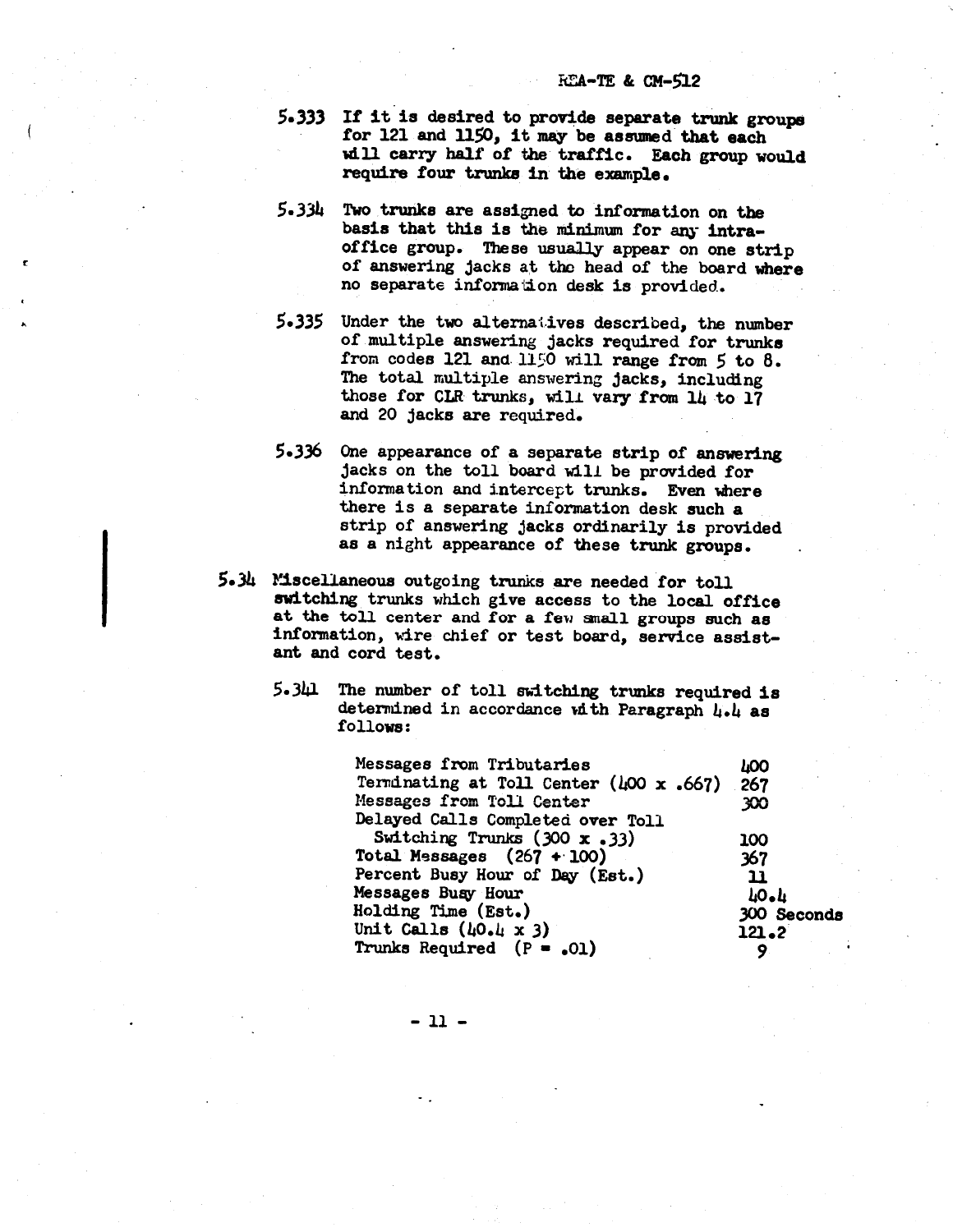5.333 If it is desired to provide separate trunk groups for 121 and 1150, it may be assumed that each will carry half of the traffic. Each group would require four trunks in the example.

5.334 Two trunks are assigned to information on the basis that this is the minimum for any intra-office group. These usually appear on one strip of answering jacks at the head of the board where no separate information desk is provided.

5.335 Under the two alternatives described, the number of multiple answering jacks required for trunks from codes 121 and 1150 will range from 5 to 8. The total multiple answering jacks, including those for CLR trunks, will vary from 14 to 17 and 20 jacks are required.

5.336 One appearance of a separate strip of answering jacks on the toll board will be provided for information and intercept trunks. Even where there is a separate information desk such a strip of answering jacks ordinarily is provided as a night appearance of these trunk groups.

5.34 Miscellaneous outgoing trunks are needed for toll switching trunks which give access to the local office at the toll center and for a few small groups such as information, wire chief or test board, service assistant and cord test.

5.341 The number of toll switching trunks required is determined in accordance with Paragraph 4.4 as follows:

| | |
|---|---|
| Messages from Tributaries | 400 |
| Terminating at Toll Center (400 x .667) | 267 |
| Messages from Toll Center | 300 |
| Delayed Calls Completed over Toll Switching Trunks (300 x .33) | 100 |
| Total Messages (267 + 100) | 367 |
| Percent Busy Hour of Day (Est.) | 11 |
| Messages Busy Hour | 40.4 |
| Holding Time (Est.) | 300 Seconds |
| Unit Calls (40.4 x 3) | 121.2 |
| Trunks Required (P = .01) | 9 |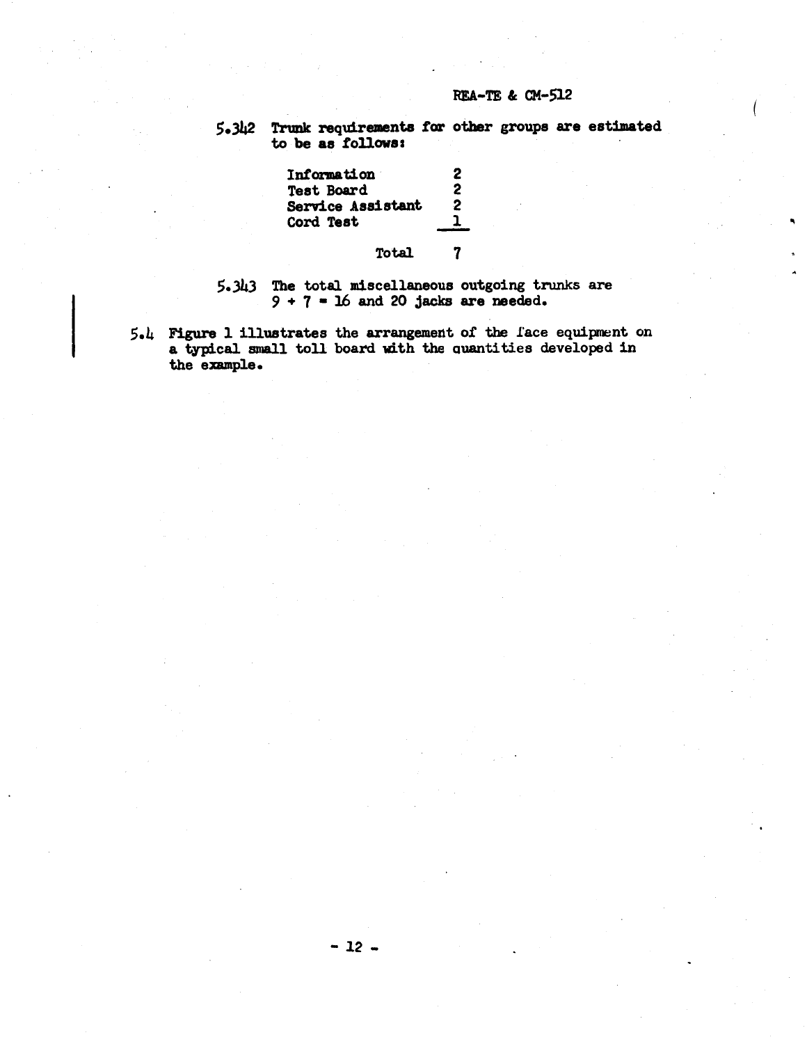5.342 Trunk requirements for other groups are estimated to be as follows:

| | |
|---|---|
| Information | 2 |
| Test Board | 2 |
| Service Assistant | 2 |
| Cord Test | 1 |
| Total | 7 |

5.343 The total miscellaneous outgoing trunks are 9 + 7 = 16 and 20 jacks are needed.

5.4 Figure 1 illustrates the arrangement of the face equipment on a typical small toll board with the quantities developed in the example.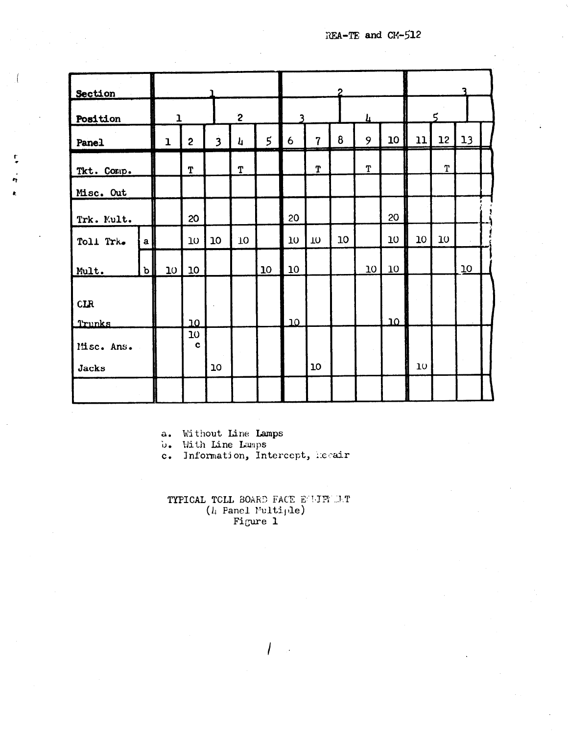| Section | | 1 | | | | | 2 | | | | | 3 | | |
|---|---|---|---|---|---|---|---|---|---|---|---|---|---|---|
| Position | | 1 | | 2 | | | 3 | | 4 | | | 5 | | |
| Panel | | 1 | 2 | 3 | 4 | 5 | 6 | 7 | 8 | 9 | 10 | 11 | 12 | 13 |
| Tkt. Comp. | | | T | | T | | | T | | T | | | T | |
| Misc. Out | | | | | | | | | | | | | | |
| Trk. Mult. | | | 20 | | | | 20 | | | | 20 | | | |
| Toll Trk. | a | | 10 | 10 | 10 | | 10 | 10 | 10 | | 10 | 10 | 10 | |
| Mult. | b | 10 | 10 | | | 10 | 10 | | | 10 | 10 | | | 10 |
| CLR Trunks | | | 10 | | | | 10 | | | | 10 | | | |
| Misc. Ans. Jacks | | | 10 c | 10 | | | | 10 | | | | 10 | | |

a. Without Line Lamps
b. With Line Lamps
c. Information, Intercept, Repair

TYPICAL TOLL BOARD FACE EQUIPMENT
(4 Panel Multiple)
Figure 1